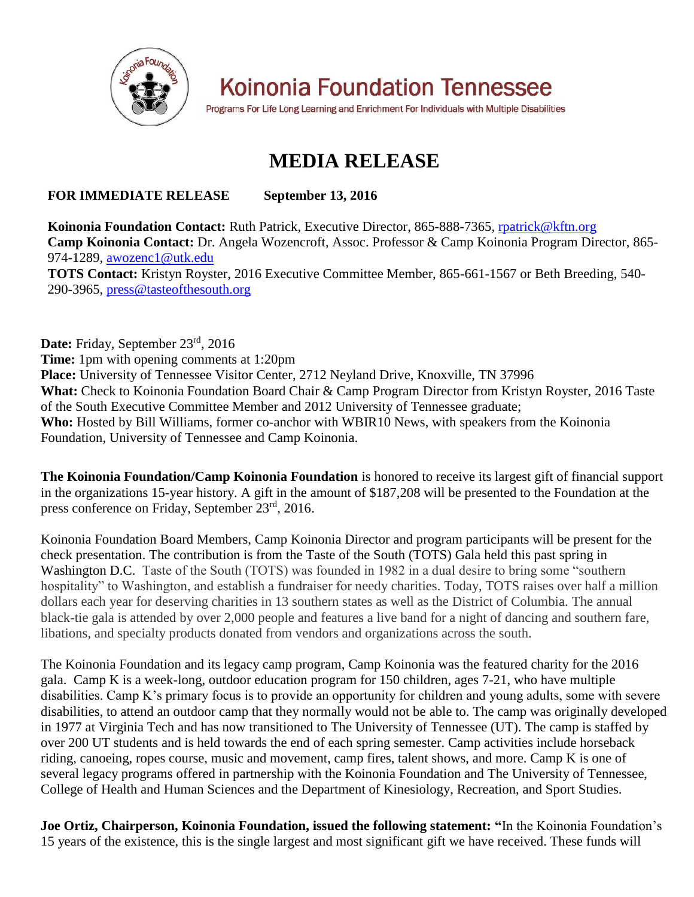# Koinonia Foundation Tennessee

Programs For Life Long Learning and Enrichment For Individuals with Multiple Disabilities

# MEDIA RELEASE

**FOR IMMEDIATE RELEASE September 13, 2016**

**Koinonia Foundation Contact:** Ruth Patrick, Executive Director, 865-888-7365, rpatrick@kftn.org
**Camp Koinonia Contact:** Dr. Angela Wozencroft, Assoc. Professor & Camp Koinonia Program Director, 865-974-1289, awozenc1@utk.edu
**TOTS Contact:** Kristyn Royster, 2016 Executive Committee Member, 865-661-1567 or Beth Breeding, 540-290-3965, press@tasteofthesouth.org

**Date:** Friday, September 23rd, 2016
**Time:** 1pm with opening comments at 1:20pm
**Place:** University of Tennessee Visitor Center, 2712 Neyland Drive, Knoxville, TN 37996
**What:** Check to Koinonia Foundation Board Chair & Camp Program Director from Kristyn Royster, 2016 Taste of the South Executive Committee Member and 2012 University of Tennessee graduate;
**Who:** Hosted by Bill Williams, former co-anchor with WBIR10 News, with speakers from the Koinonia Foundation, University of Tennessee and Camp Koinonia.

**The Koinonia Foundation/Camp Koinonia Foundation** is honored to receive its largest gift of financial support in the organizations 15-year history. A gift in the amount of $187,208 will be presented to the Foundation at the press conference on Friday, September 23rd, 2016.

Koinonia Foundation Board Members, Camp Koinonia Director and program participants will be present for the check presentation. The contribution is from the Taste of the South (TOTS) Gala held this past spring in Washington D.C. Taste of the South (TOTS) was founded in 1982 in a dual desire to bring some "southern hospitality" to Washington, and establish a fundraiser for needy charities. Today, TOTS raises over half a million dollars each year for deserving charities in 13 southern states as well as the District of Columbia. The annual black-tie gala is attended by over 2,000 people and features a live band for a night of dancing and southern fare, libations, and specialty products donated from vendors and organizations across the south.

The Koinonia Foundation and its legacy camp program, Camp Koinonia was the featured charity for the 2016 gala. Camp K is a week-long, outdoor education program for 150 children, ages 7-21, who have multiple disabilities. Camp K's primary focus is to provide an opportunity for children and young adults, some with severe disabilities, to attend an outdoor camp that they normally would not be able to. The camp was originally developed in 1977 at Virginia Tech and has now transitioned to The University of Tennessee (UT). The camp is staffed by over 200 UT students and is held towards the end of each spring semester. Camp activities include horseback riding, canoeing, ropes course, music and movement, camp fires, talent shows, and more. Camp K is one of several legacy programs offered in partnership with the Koinonia Foundation and The University of Tennessee, College of Health and Human Sciences and the Department of Kinesiology, Recreation, and Sport Studies.

**Joe Ortiz, Chairperson, Koinonia Foundation, issued the following statement:** "In the Koinonia Foundation's 15 years of the existence, this is the single largest and most significant gift we have received. These funds will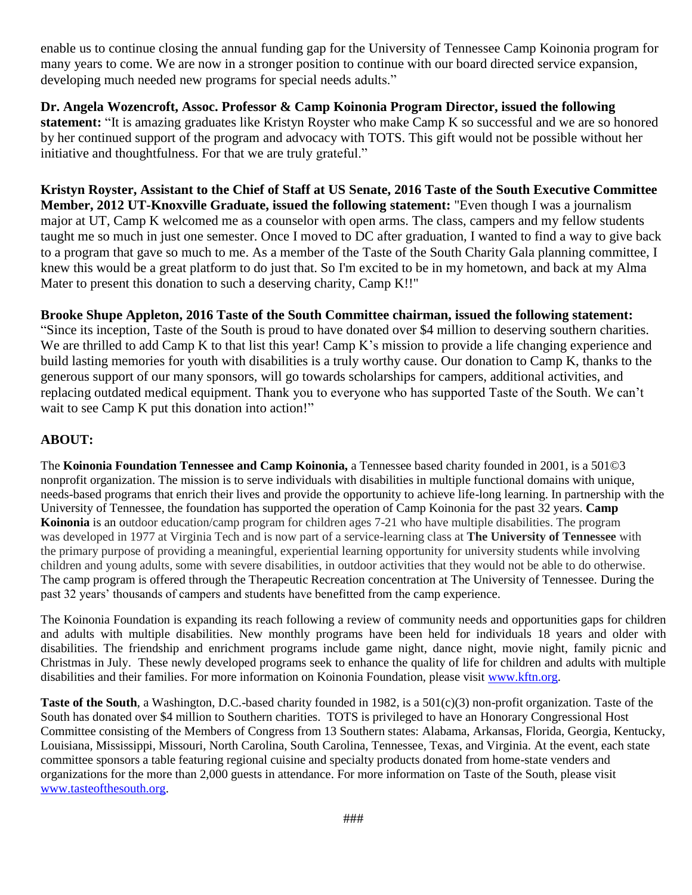enable us to continue closing the annual funding gap for the University of Tennessee Camp Koinonia program for many years to come. We are now in a stronger position to continue with our board directed service expansion, developing much needed new programs for special needs adults."

**Dr. Angela Wozencroft, Assoc. Professor & Camp Koinonia Program Director, issued the following statement:** "It is amazing graduates like Kristyn Royster who make Camp K so successful and we are so honored by her continued support of the program and advocacy with TOTS. This gift would not be possible without her initiative and thoughtfulness. For that we are truly grateful."

**Kristyn Royster, Assistant to the Chief of Staff at US Senate, 2016 Taste of the South Executive Committee Member, 2012 UT-Knoxville Graduate, issued the following statement:** "Even though I was a journalism major at UT, Camp K welcomed me as a counselor with open arms. The class, campers and my fellow students taught me so much in just one semester. Once I moved to DC after graduation, I wanted to find a way to give back to a program that gave so much to me. As a member of the Taste of the South Charity Gala planning committee, I knew this would be a great platform to do just that. So I'm excited to be in my hometown, and back at my Alma Mater to present this donation to such a deserving charity, Camp K!!"

**Brooke Shupe Appleton, 2016 Taste of the South Committee chairman, issued the following statement:** "Since its inception, Taste of the South is proud to have donated over $4 million to deserving southern charities. We are thrilled to add Camp K to that list this year! Camp K's mission to provide a life changing experience and build lasting memories for youth with disabilities is a truly worthy cause. Our donation to Camp K, thanks to the generous support of our many sponsors, will go towards scholarships for campers, additional activities, and replacing outdated medical equipment. Thank you to everyone who has supported Taste of the South. We can't wait to see Camp K put this donation into action!"

## ABOUT:

The **Koinonia Foundation Tennessee and Camp Koinonia,** a Tennessee based charity founded in 2001, is a 501©3 nonprofit organization. The mission is to serve individuals with disabilities in multiple functional domains with unique, needs-based programs that enrich their lives and provide the opportunity to achieve life-long learning. In partnership with the University of Tennessee, the foundation has supported the operation of Camp Koinonia for the past 32 years. **Camp Koinonia** is an outdoor education/camp program for children ages 7-21 who have multiple disabilities. The program was developed in 1977 at Virginia Tech and is now part of a service-learning class at **The University of Tennessee** with the primary purpose of providing a meaningful, experiential learning opportunity for university students while involving children and young adults, some with severe disabilities, in outdoor activities that they would not be able to do otherwise. The camp program is offered through the Therapeutic Recreation concentration at The University of Tennessee. During the past 32 years' thousands of campers and students have benefitted from the camp experience.

The Koinonia Foundation is expanding its reach following a review of community needs and opportunities gaps for children and adults with multiple disabilities. New monthly programs have been held for individuals 18 years and older with disabilities. The friendship and enrichment programs include game night, dance night, movie night, family picnic and Christmas in July. These newly developed programs seek to enhance the quality of life for children and adults with multiple disabilities and their families. For more information on Koinonia Foundation, please visit www.kftn.org.

**Taste of the South**, a Washington, D.C.-based charity founded in 1982, is a 501(c)(3) non-profit organization. Taste of the South has donated over $4 million to Southern charities. TOTS is privileged to have an Honorary Congressional Host Committee consisting of the Members of Congress from 13 Southern states: Alabama, Arkansas, Florida, Georgia, Kentucky, Louisiana, Mississippi, Missouri, North Carolina, South Carolina, Tennessee, Texas, and Virginia. At the event, each state committee sponsors a table featuring regional cuisine and specialty products donated from home-state venders and organizations for the more than 2,000 guests in attendance. For more information on Taste of the South, please visit www.tasteofthesouth.org.

###